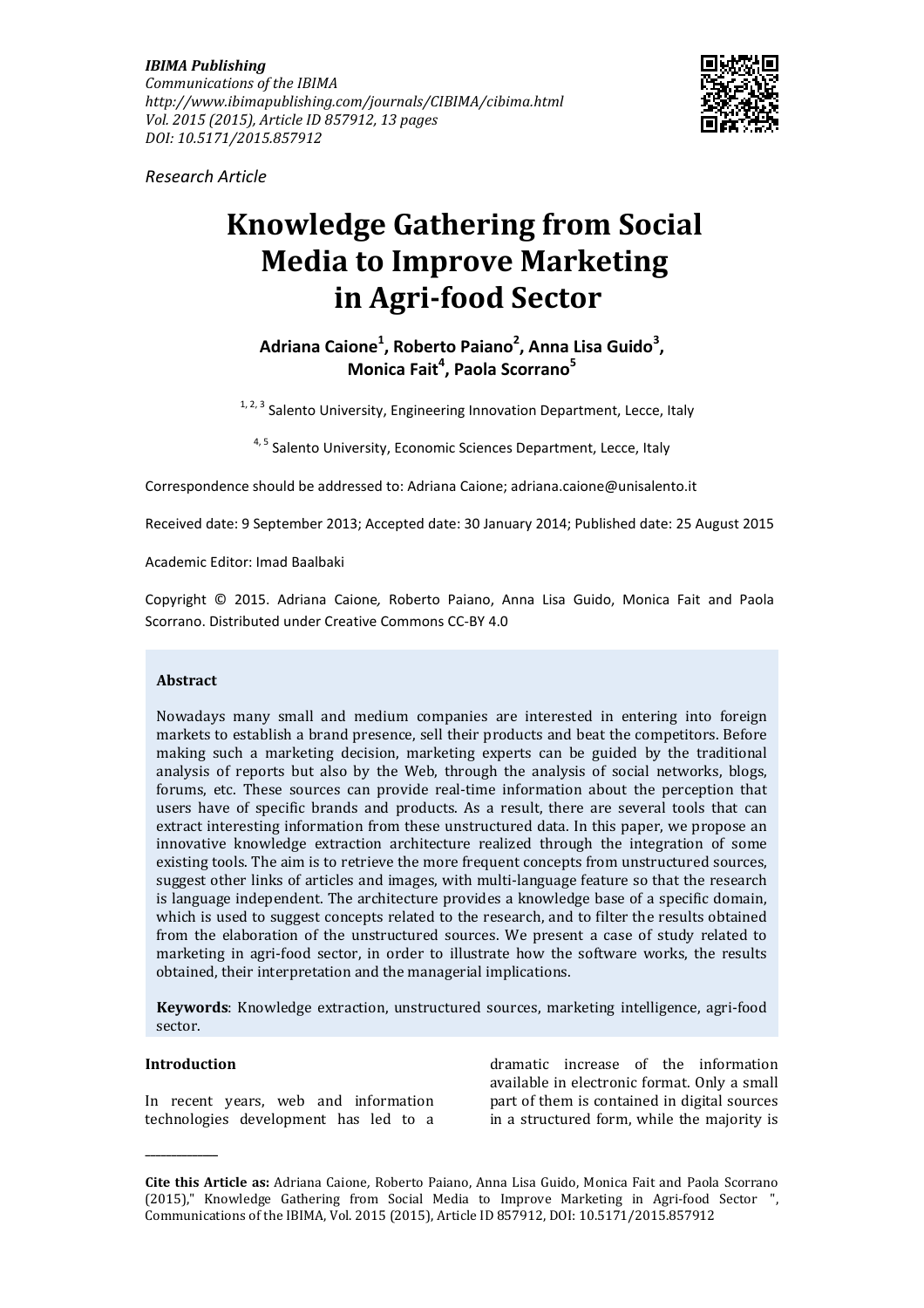*IBIMA Publishing*
*Communications of the IBIMA*
*http://www.ibimapublishing.com/journals/CIBIMA/cibima.html*
*Vol. 2015 (2015), Article ID 857912, 13 pages*
*DOI: 10.5171/2015.857912*

*Research Article*

# Knowledge Gathering from Social Media to Improve Marketing in Agri-food Sector

**Adriana Caione[1], Roberto Paiano[2], Anna Lisa Guido[3], Monica Fait[4], Paola Scorrano[5]**

[1, 2, 3] Salento University, Engineering Innovation Department, Lecce, Italy

[4, 5] Salento University, Economic Sciences Department, Lecce, Italy

Correspondence should be addressed to: Adriana Caione; adriana.caione@unisalento.it

Received date: 9 September 2013; Accepted date: 30 January 2014; Published date: 25 August 2015

Academic Editor: Imad Baalbaki

Copyright © 2015. Adriana Caione, Roberto Paiano, Anna Lisa Guido, Monica Fait and Paola Scorrano. Distributed under Creative Commons CC-BY 4.0

**Abstract**

Nowadays many small and medium companies are interested in entering into foreign markets to establish a brand presence, sell their products and beat the competitors. Before making such a marketing decision, marketing experts can be guided by the traditional analysis of reports but also by the Web, through the analysis of social networks, blogs, forums, etc. These sources can provide real-time information about the perception that users have of specific brands and products. As a result, there are several tools that can extract interesting information from these unstructured data. In this paper, we propose an innovative knowledge extraction architecture realized through the integration of some existing tools. The aim is to retrieve the more frequent concepts from unstructured sources, suggest other links of articles and images, with multi-language feature so that the research is language independent. The architecture provides a knowledge base of a specific domain, which is used to suggest concepts related to the research, and to filter the results obtained from the elaboration of the unstructured sources. We present a case of study related to marketing in agri-food sector, in order to illustrate how the software works, the results obtained, their interpretation and the managerial implications.

**Keywords**: Knowledge extraction, unstructured sources, marketing intelligence, agri-food sector.

**Introduction**

In recent years, web and information technologies development has led to a dramatic increase of the information available in electronic format. Only a small part of them is contained in digital sources in a structured form, while the majority is

---

**Cite this Article as:** Adriana Caione, Roberto Paiano, Anna Lisa Guido, Monica Fait and Paola Scorrano (2015)," Knowledge Gathering from Social Media to Improve Marketing in Agri-food Sector ", Communications of the IBIMA, Vol. 2015 (2015), Article ID 857912, DOI: 10.5171/2015.857912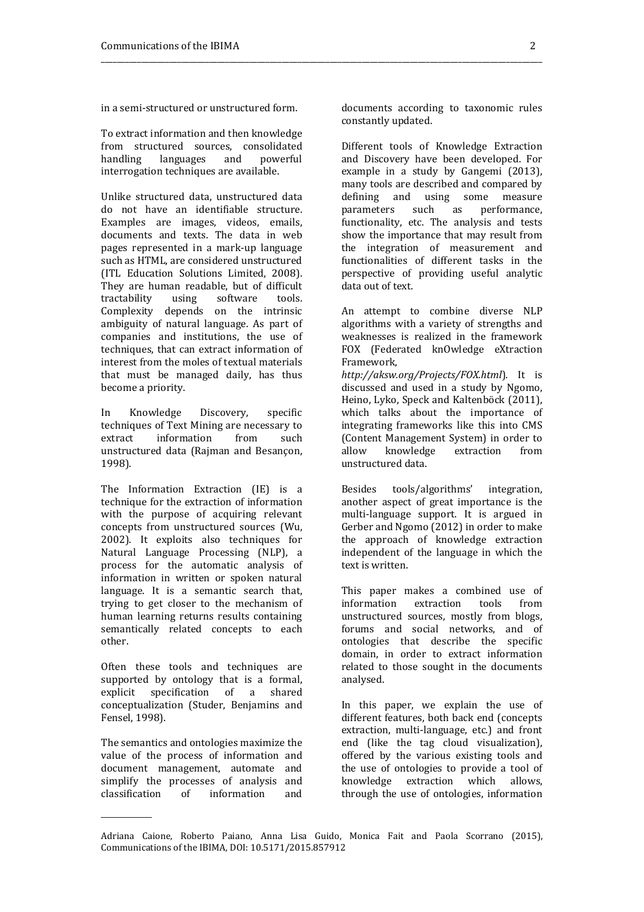in a semi-structured or unstructured form.

To extract information and then knowledge from structured sources, consolidated handling languages and powerful interrogation techniques are available.

Unlike structured data, unstructured data do not have an identifiable structure. Examples are images, videos, emails, documents and texts. The data in web pages represented in a mark-up language such as HTML, are considered unstructured (ITL Education Solutions Limited, 2008). They are human readable, but of difficult tractability using software tools. Complexity depends on the intrinsic ambiguity of natural language. As part of companies and institutions, the use of techniques, that can extract information of interest from the moles of textual materials that must be managed daily, has thus become a priority.

In Knowledge Discovery, specific techniques of Text Mining are necessary to extract information from such unstructured data (Rajman and Besançon, 1998).

The Information Extraction (IE) is a technique for the extraction of information with the purpose of acquiring relevant concepts from unstructured sources (Wu, 2002). It exploits also techniques for Natural Language Processing (NLP), a process for the automatic analysis of information in written or spoken natural language. It is a semantic search that, trying to get closer to the mechanism of human learning returns results containing semantically related concepts to each other.

Often these tools and techniques are supported by ontology that is a formal, explicit specification of a shared conceptualization (Studer, Benjamins and Fensel, 1998).

The semantics and ontologies maximize the value of the process of information and document management, automate and simplify the processes of analysis and classification of information and documents according to taxonomic rules constantly updated.

Different tools of Knowledge Extraction and Discovery have been developed. For example in a study by Gangemi (2013), many tools are described and compared by defining and using some measure parameters such as performance, functionality, etc. The analysis and tests show the importance that may result from the integration of measurement and functionalities of different tasks in the perspective of providing useful analytic data out of text.

An attempt to combine diverse NLP algorithms with a variety of strengths and weaknesses is realized in the framework FOX (Federated knOwledge eXtraction Framework, *http://aksw.org/Projects/FOX.html*). It is discussed and used in a study by Ngomo, Heino, Lyko, Speck and Kaltenböck (2011), which talks about the importance of integrating frameworks like this into CMS (Content Management System) in order to allow knowledge extraction from unstructured data.

Besides tools/algorithms' integration, another aspect of great importance is the multi-language support. It is argued in Gerber and Ngomo (2012) in order to make the approach of knowledge extraction independent of the language in which the text is written.

This paper makes a combined use of information extraction tools from unstructured sources, mostly from blogs, forums and social networks, and of ontologies that describe the specific domain, in order to extract information related to those sought in the documents analysed.

In this paper, we explain the use of different features, both back end (concepts extraction, multi-language, etc.) and front end (like the tag cloud visualization), offered by the various existing tools and the use of ontologies to provide a tool of knowledge extraction which allows, through the use of ontologies, information

Adriana Caione, Roberto Paiano, Anna Lisa Guido, Monica Fait and Paola Scorrano (2015), Communications of the IBIMA, DOI: 10.5171/2015.857912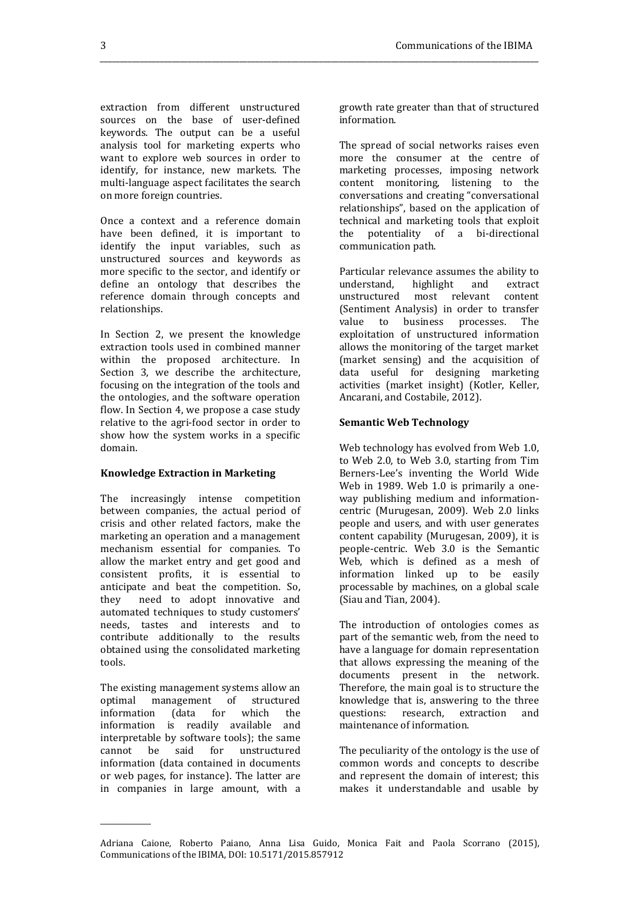extraction from different unstructured sources on the base of user-defined keywords. The output can be a useful analysis tool for marketing experts who want to explore web sources in order to identify, for instance, new markets. The multi-language aspect facilitates the search on more foreign countries.

Once a context and a reference domain have been defined, it is important to identify the input variables, such as unstructured sources and keywords as more specific to the sector, and identify or define an ontology that describes the reference domain through concepts and relationships.

In Section 2, we present the knowledge extraction tools used in combined manner within the proposed architecture. In Section 3, we describe the architecture, focusing on the integration of the tools and the ontologies, and the software operation flow. In Section 4, we propose a case study relative to the agri-food sector in order to show how the system works in a specific domain.

**Knowledge Extraction in Marketing**

The increasingly intense competition between companies, the actual period of crisis and other related factors, make the marketing an operation and a management mechanism essential for companies. To allow the market entry and get good and consistent profits, it is essential to anticipate and beat the competition. So, they need to adopt innovative and automated techniques to study customers' needs, tastes and interests and to contribute additionally to the results obtained using the consolidated marketing tools.

The existing management systems allow an optimal management of structured information (data for which the information is readily available and interpretable by software tools); the same cannot be said for unstructured information (data contained in documents or web pages, for instance). The latter are in companies in large amount, with a growth rate greater than that of structured information.

The spread of social networks raises even more the consumer at the centre of marketing processes, imposing network content monitoring, listening to the conversations and creating "conversational relationships", based on the application of technical and marketing tools that exploit the potentiality of a bi-directional communication path.

Particular relevance assumes the ability to understand, highlight and extract unstructured most relevant content (Sentiment Analysis) in order to transfer value to business processes. The exploitation of unstructured information allows the monitoring of the target market (market sensing) and the acquisition of data useful for designing marketing activities (market insight) (Kotler, Keller, Ancarani, and Costabile, 2012).

**Semantic Web Technology**

Web technology has evolved from Web 1.0, to Web 2.0, to Web 3.0, starting from Tim Berners-Lee's inventing the World Wide Web in 1989. Web 1.0 is primarily a one-way publishing medium and information-centric (Murugesan, 2009). Web 2.0 links people and users, and with user generates content capability (Murugesan, 2009), it is people-centric. Web 3.0 is the Semantic Web, which is defined as a mesh of information linked up to be easily processable by machines, on a global scale (Siau and Tian, 2004).

The introduction of ontologies comes as part of the semantic web, from the need to have a language for domain representation that allows expressing the meaning of the documents present in the network. Therefore, the main goal is to structure the knowledge that is, answering to the three questions: research, extraction and maintenance of information.

The peculiarity of the ontology is the use of common words and concepts to describe and represent the domain of interest; this makes it understandable and usable by

Adriana Caione, Roberto Paiano, Anna Lisa Guido, Monica Fait and Paola Scorrano (2015), Communications of the IBIMA, DOI: 10.5171/2015.857912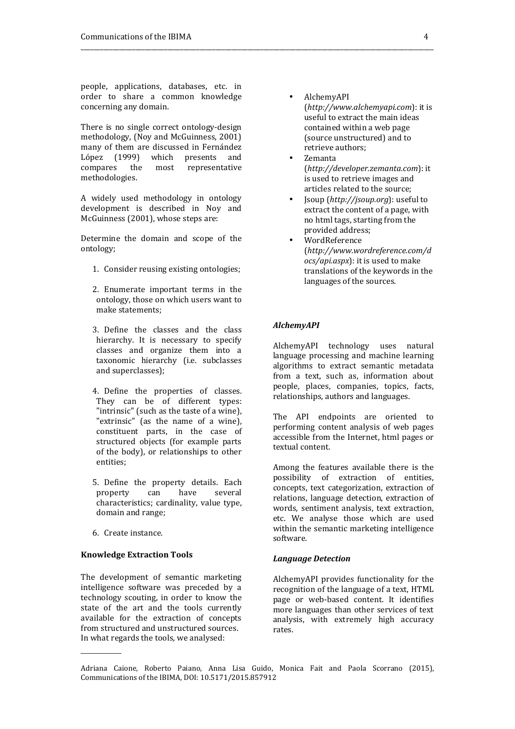people, applications, databases, etc. in order to share a common knowledge concerning any domain.

There is no single correct ontology-design methodology, (Noy and McGuinness, 2001) many of them are discussed in Fernández López (1999) which presents and compares the most representative methodologies.

A widely used methodology in ontology development is described in Noy and McGuinness (2001), whose steps are:

Determine the domain and scope of the ontology;

1. Consider reusing existing ontologies;

2. Enumerate important terms in the ontology, those on which users want to make statements;

3. Define the classes and the class hierarchy. It is necessary to specify classes and organize them into a taxonomic hierarchy (i.e. subclasses and superclasses);

4. Define the properties of classes. They can be of different types: "intrinsic" (such as the taste of a wine), "extrinsic" (as the name of a wine), constituent parts, in the case of structured objects (for example parts of the body), or relationships to other entities;

5. Define the property details. Each property can have several characteristics; cardinality, value type, domain and range;

6. Create instance.

**Knowledge Extraction Tools**

The development of semantic marketing intelligence software was preceded by a technology scouting, in order to know the state of the art and the tools currently available for the extraction of concepts from structured and unstructured sources. In what regards the tools, we analysed:

- AlchemyAPI (*http://www.alchemyapi.com*): it is useful to extract the main ideas contained within a web page (source unstructured) and to retrieve authors;
- Zemanta (*http://developer.zemanta.com*): it is used to retrieve images and articles related to the source;
- Jsoup (*http://jsoup.org*): useful to extract the content of a page, with no html tags, starting from the provided address;
- WordReference (*http://www.wordreference.com/docs/api.aspx*): it is used to make translations of the keywords in the languages of the sources.

***AlchemyAPI***

AlchemyAPI technology uses natural language processing and machine learning algorithms to extract semantic metadata from a text, such as, information about people, places, companies, topics, facts, relationships, authors and languages.

The API endpoints are oriented to performing content analysis of web pages accessible from the Internet, html pages or textual content.

Among the features available there is the possibility of extraction of entities, concepts, text categorization, extraction of relations, language detection, extraction of words, sentiment analysis, text extraction, etc. We analyse those which are used within the semantic marketing intelligence software.

***Language Detection***

AlchemyAPI provides functionality for the recognition of the language of a text, HTML page or web-based content. It identifies more languages than other services of text analysis, with extremely high accuracy rates.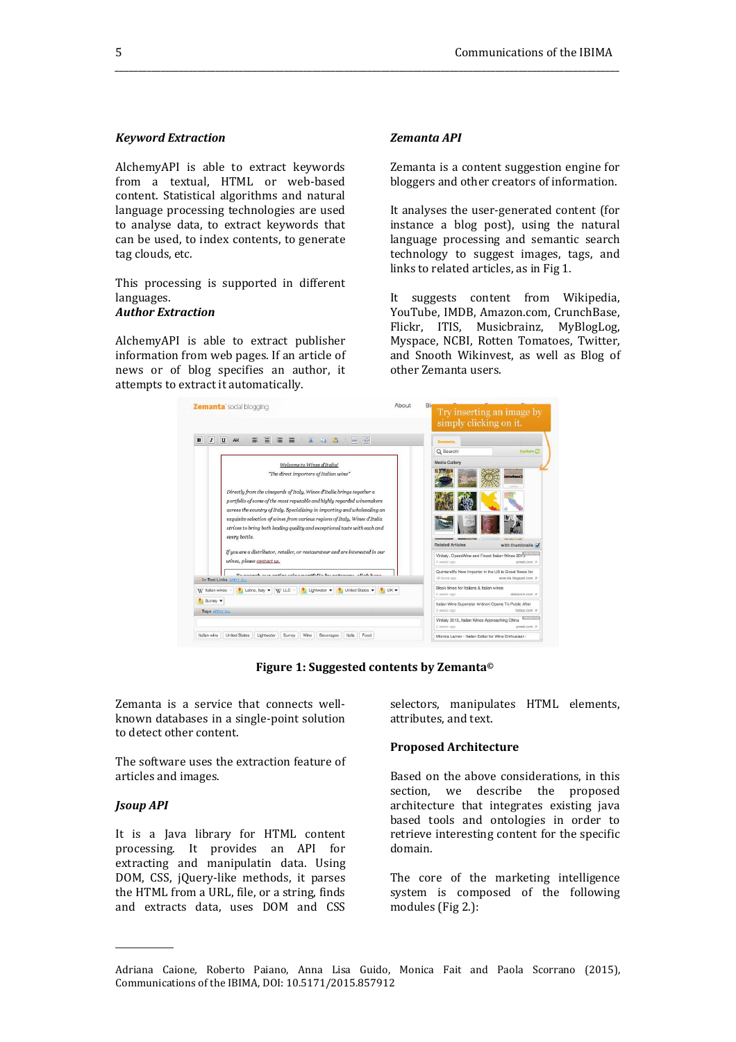### *Keyword Extraction*

AlchemyAPI is able to extract keywords from a textual, HTML or web-based content. Statistical algorithms and natural language processing technologies are used to analyse data, to extract keywords that can be used, to index contents, to generate tag clouds, etc.

This processing is supported in different languages.

### *Author Extraction*

AlchemyAPI is able to extract publisher information from web pages. If an article of news or of blog specifies an author, it attempts to extract it automatically.

### *Zemanta API*

Zemanta is a content suggestion engine for bloggers and other creators of information.

It analyses the user-generated content (for instance a blog post), using the natural language processing and semantic search technology to suggest images, tags, and links to related articles, as in Fig 1.

It suggests content from Wikipedia, YouTube, IMDB, Amazon.com, CrunchBase, Flickr, ITIS, Musicbrainz, MyBlogLog, Myspace, NCBI, Rotten Tomatoes, Twitter, and Snooth Wikinvest, as well as Blog of other Zemanta users.

**Figure 1: Suggested contents by Zemanta©**

Zemanta is a service that connects well-known databases in a single-point solution to detect other content.

The software uses the extraction feature of articles and images.

### *Jsoup API*

It is a Java library for HTML content processing. It provides an API for extracting and manipulatin data. Using DOM, CSS, jQuery-like methods, it parses the HTML from a URL, file, or a string, finds and extracts data, uses DOM and CSS selectors, manipulates HTML elements, attributes, and text.

### **Proposed Architecture**

Based on the above considerations, in this section, we describe the proposed architecture that integrates existing java based tools and ontologies in order to retrieve interesting content for the specific domain.

The core of the marketing intelligence system is composed of the following modules (Fig 2.):

---

Adriana Caione, Roberto Paiano, Anna Lisa Guido, Monica Fait and Paola Scorrano (2015), Communications of the IBIMA, DOI: 10.5171/2015.857912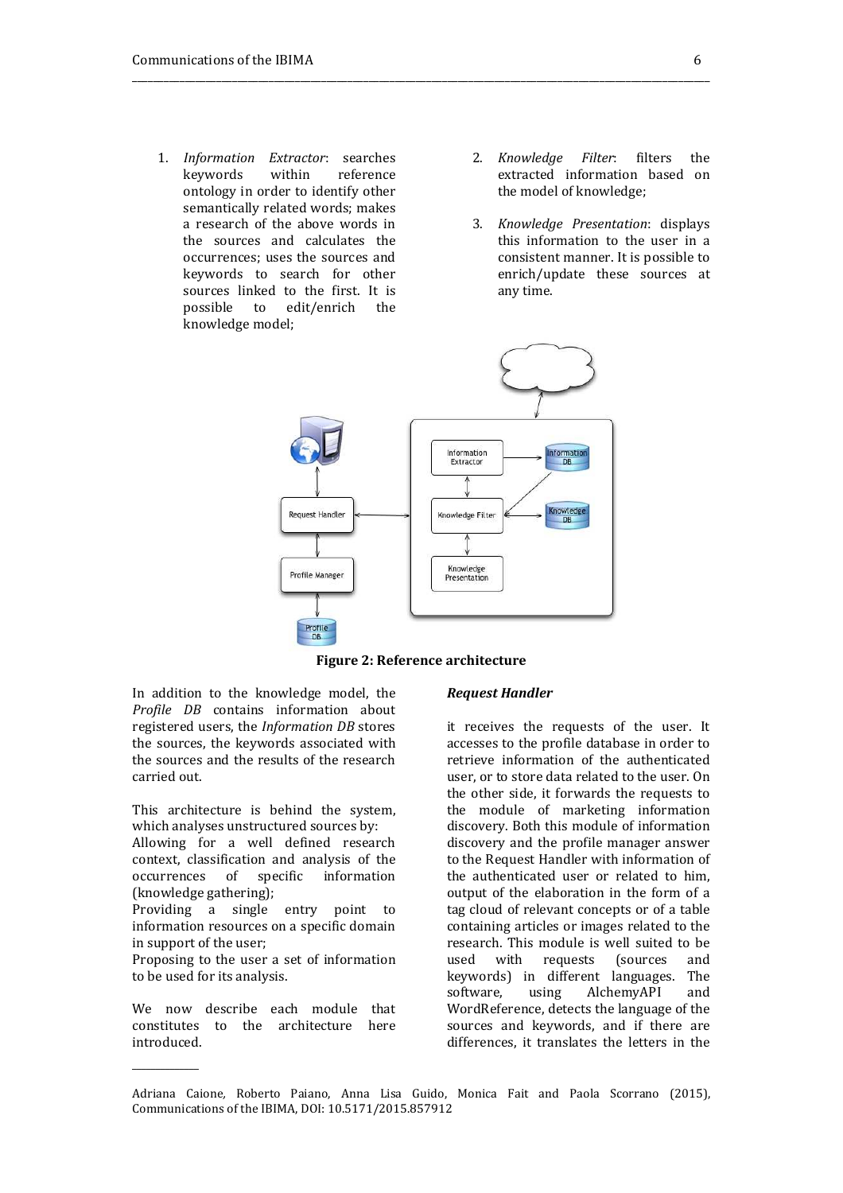1. *Information Extractor*: searches keywords within reference ontology in order to identify other semantically related words; makes a research of the above words in the sources and calculates the occurrences; uses the sources and keywords to search for other sources linked to the first. It is possible to edit/enrich the knowledge model;
2. *Knowledge Filter*: filters the extracted information based on the model of knowledge;
3. *Knowledge Presentation*: displays this information to the user in a consistent manner. It is possible to enrich/update these sources at any time.

**Figure 2: Reference architecture**

In addition to the knowledge model, the *Profile DB* contains information about registered users, the *Information DB* stores the sources, the keywords associated with the sources and the results of the research carried out.

This architecture is behind the system, which analyses unstructured sources by:
Allowing for a well defined research context, classification and analysis of the occurrences of specific information (knowledge gathering);
Providing a single entry point to information resources on a specific domain in support of the user;
Proposing to the user a set of information to be used for its analysis.

We now describe each module that constitutes to the architecture here introduced.

***Request Handler***

it receives the requests of the user. It accesses to the profile database in order to retrieve information of the authenticated user, or to store data related to the user. On the other side, it forwards the requests to the module of marketing information discovery. Both this module of information discovery and the profile manager answer to the Request Handler with information of the authenticated user or related to him, output of the elaboration in the form of a tag cloud of relevant concepts or of a table containing articles or images related to the research. This module is well suited to be used with requests (sources and keywords) in different languages. The software, using AlchemyAPI and WordReference, detects the language of the sources and keywords, and if there are differences, it translates the letters in the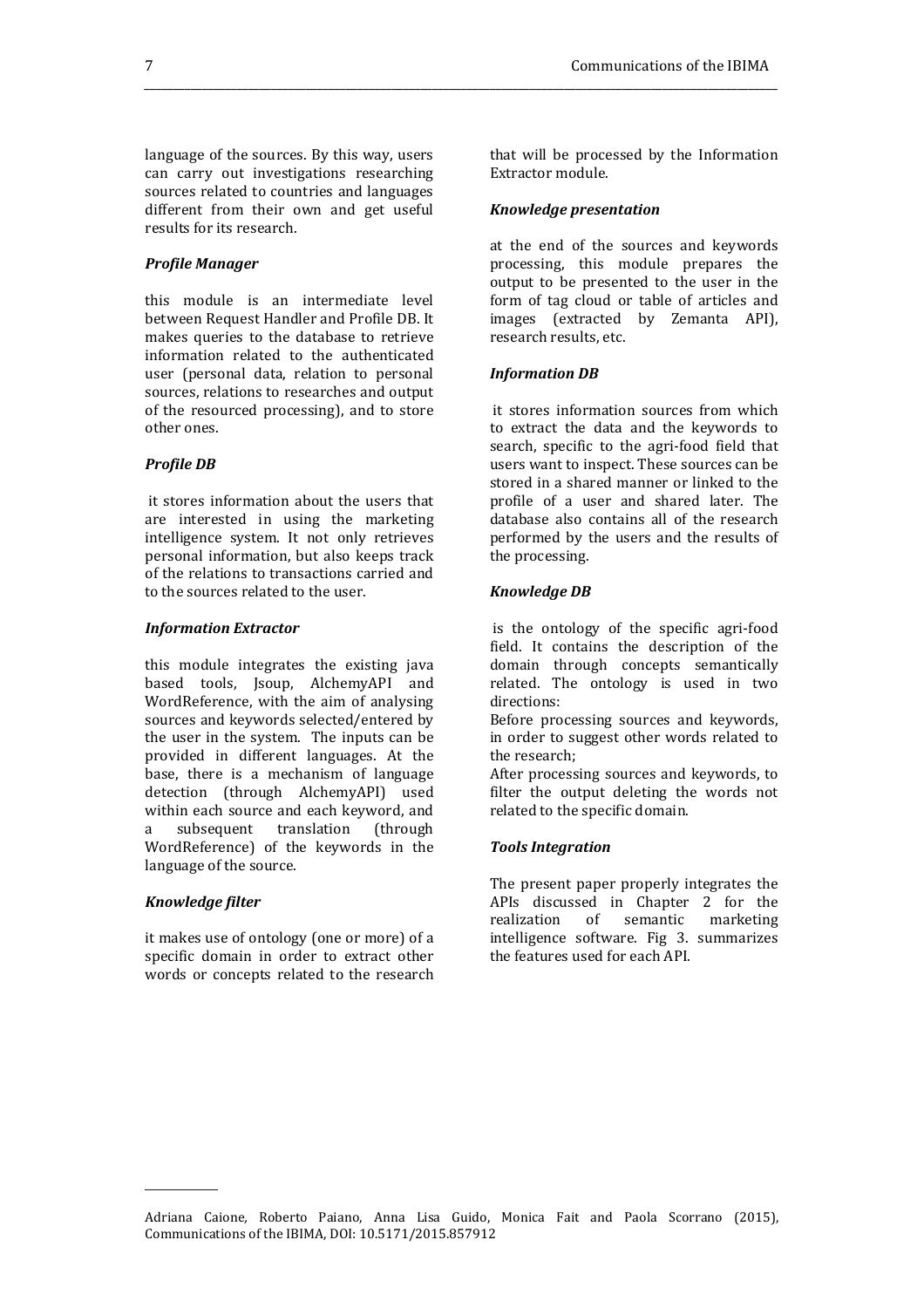language of the sources. By this way, users can carry out investigations researching sources related to countries and languages different from their own and get useful results for its research.

***Profile Manager***

this module is an intermediate level between Request Handler and Profile DB. It makes queries to the database to retrieve information related to the authenticated user (personal data, relation to personal sources, relations to researches and output of the resourced processing), and to store other ones.

***Profile DB***

it stores information about the users that are interested in using the marketing intelligence system. It not only retrieves personal information, but also keeps track of the relations to transactions carried and to the sources related to the user.

***Information Extractor***

this module integrates the existing java based tools, Jsoup, AlchemyAPI and WordReference, with the aim of analysing sources and keywords selected/entered by the user in the system. The inputs can be provided in different languages. At the base, there is a mechanism of language detection (through AlchemyAPI) used within each source and each keyword, and a subsequent translation (through WordReference) of the keywords in the language of the source.

***Knowledge filter***

it makes use of ontology (one or more) of a specific domain in order to extract other words or concepts related to the research that will be processed by the Information Extractor module.

***Knowledge presentation***

at the end of the sources and keywords processing, this module prepares the output to be presented to the user in the form of tag cloud or table of articles and images (extracted by Zemanta API), research results, etc.

***Information DB***

it stores information sources from which to extract the data and the keywords to search, specific to the agri-food field that users want to inspect. These sources can be stored in a shared manner or linked to the profile of a user and shared later. The database also contains all of the research performed by the users and the results of the processing.

***Knowledge DB***

is the ontology of the specific agri-food field. It contains the description of the domain through concepts semantically related. The ontology is used in two directions:

Before processing sources and keywords, in order to suggest other words related to the research;

After processing sources and keywords, to filter the output deleting the words not related to the specific domain.

***Tools Integration***

The present paper properly integrates the APIs discussed in Chapter 2 for the realization of semantic marketing intelligence software. Fig 3. summarizes the features used for each API.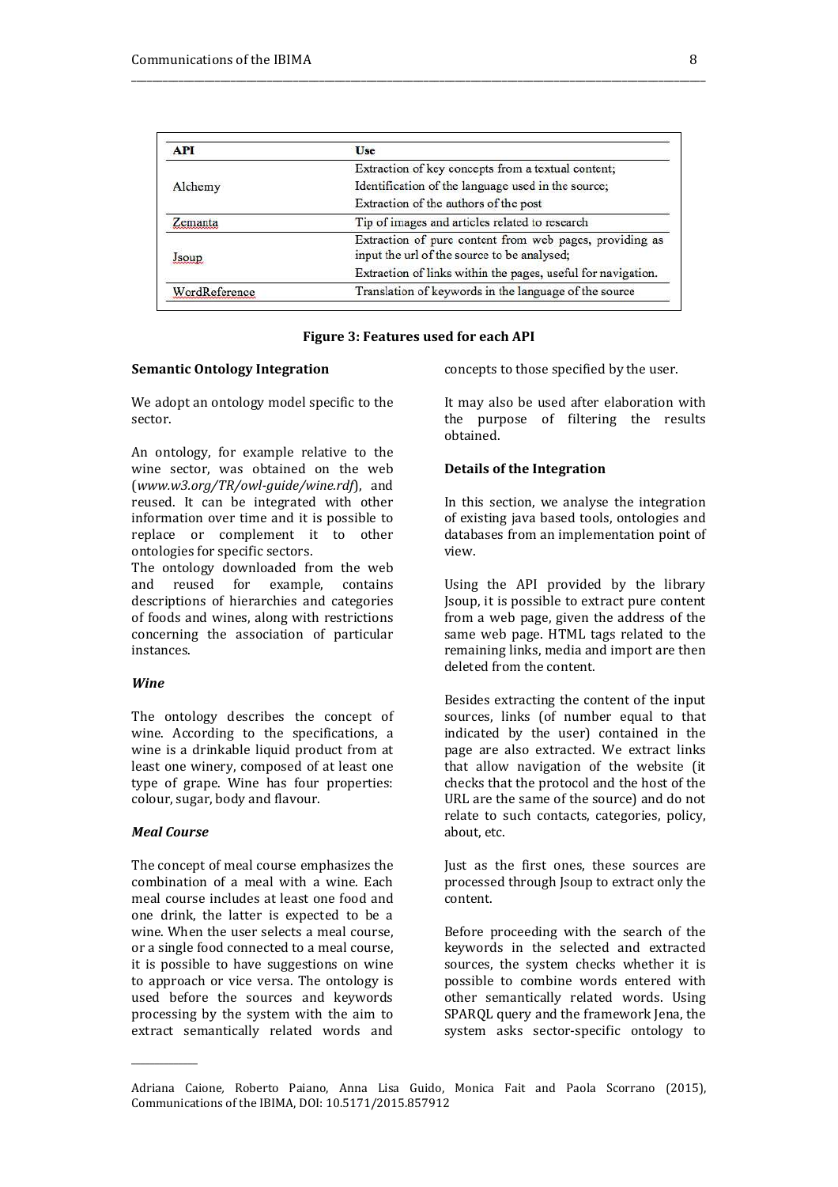| API | Use |
|---|---|
| Alchemy | Extraction of key concepts from a textual content;<br>Identification of the language used in the source;<br>Extraction of the authors of the post |
| Zemanta | Tip of images and articles related to research |
| Jsoup | Extraction of pure content from web pages, providing as input the url of the source to be analysed;<br>Extraction of links within the pages, useful for navigation. |
| WordReference | Translation of keywords in the language of the source |

**Figure 3: Features used for each API**

**Semantic Ontology Integration**

We adopt an ontology model specific to the sector.

An ontology, for example relative to the wine sector, was obtained on the web (*www.w3.org/TR/owl-guide/wine.rdf*), and reused. It can be integrated with other information over time and it is possible to replace or complement it to other ontologies for specific sectors.
The ontology downloaded from the web and reused for example, contains descriptions of hierarchies and categories of foods and wines, along with restrictions concerning the association of particular instances.

***Wine***

The ontology describes the concept of wine. According to the specifications, a wine is a drinkable liquid product from at least one winery, composed of at least one type of grape. Wine has four properties: colour, sugar, body and flavour.

***Meal Course***

The concept of meal course emphasizes the combination of a meal with a wine. Each meal course includes at least one food and one drink, the latter is expected to be a wine. When the user selects a meal course, or a single food connected to a meal course, it is possible to have suggestions on wine to approach or vice versa. The ontology is used before the sources and keywords processing by the system with the aim to extract semantically related words and concepts to those specified by the user.

It may also be used after elaboration with the purpose of filtering the results obtained.

**Details of the Integration**

In this section, we analyse the integration of existing java based tools, ontologies and databases from an implementation point of view.

Using the API provided by the library Jsoup, it is possible to extract pure content from a web page, given the address of the same web page. HTML tags related to the remaining links, media and import are then deleted from the content.

Besides extracting the content of the input sources, links (of number equal to that indicated by the user) contained in the page are also extracted. We extract links that allow navigation of the website (it checks that the protocol and the host of the URL are the same of the source) and do not relate to such contacts, categories, policy, about, etc.

Just as the first ones, these sources are processed through Jsoup to extract only the content.

Before proceeding with the search of the keywords in the selected and extracted sources, the system checks whether it is possible to combine words entered with other semantically related words. Using SPARQL query and the framework Jena, the system asks sector-specific ontology to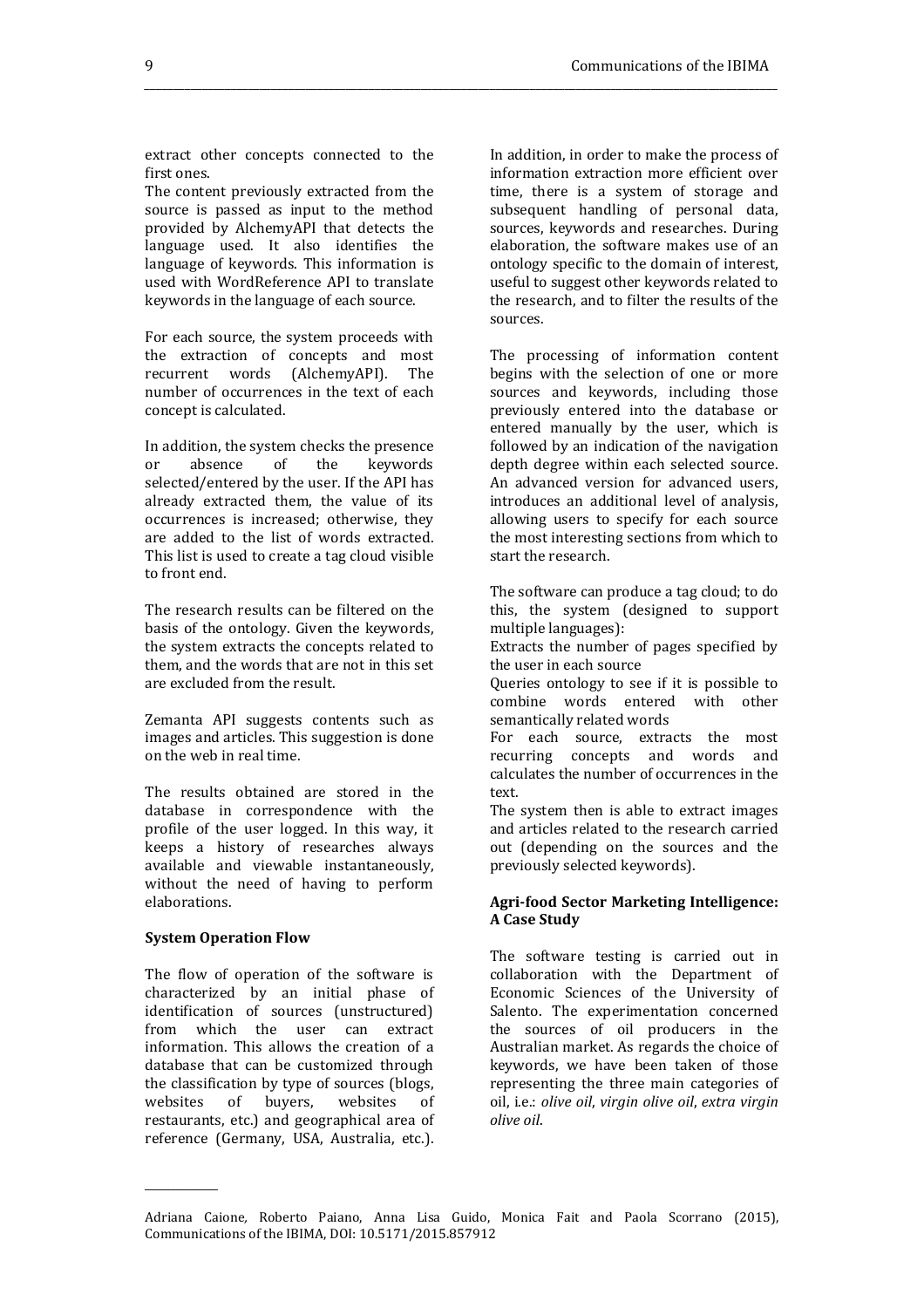extract other concepts connected to the first ones.
The content previously extracted from the source is passed as input to the method provided by AlchemyAPI that detects the language used. It also identifies the language of keywords. This information is used with WordReference API to translate keywords in the language of each source.

For each source, the system proceeds with the extraction of concepts and most recurrent words (AlchemyAPI). The number of occurrences in the text of each concept is calculated.

In addition, the system checks the presence or absence of the keywords selected/entered by the user. If the API has already extracted them, the value of its occurrences is increased; otherwise, they are added to the list of words extracted. This list is used to create a tag cloud visible to front end.

The research results can be filtered on the basis of the ontology. Given the keywords, the system extracts the concepts related to them, and the words that are not in this set are excluded from the result.

Zemanta API suggests contents such as images and articles. This suggestion is done on the web in real time.

The results obtained are stored in the database in correspondence with the profile of the user logged. In this way, it keeps a history of researches always available and viewable instantaneously, without the need of having to perform elaborations.

**System Operation Flow**

The flow of operation of the software is characterized by an initial phase of identification of sources (unstructured) from which the user can extract information. This allows the creation of a database that can be customized through the classification by type of sources (blogs, websites of buyers, websites of restaurants, etc.) and geographical area of reference (Germany, USA, Australia, etc.).

In addition, in order to make the process of information extraction more efficient over time, there is a system of storage and subsequent handling of personal data, sources, keywords and researches. During elaboration, the software makes use of an ontology specific to the domain of interest, useful to suggest other keywords related to the research, and to filter the results of the sources.

The processing of information content begins with the selection of one or more sources and keywords, including those previously entered into the database or entered manually by the user, which is followed by an indication of the navigation depth degree within each selected source. An advanced version for advanced users, introduces an additional level of analysis, allowing users to specify for each source the most interesting sections from which to start the research.

The software can produce a tag cloud; to do this, the system (designed to support multiple languages):
Extracts the number of pages specified by the user in each source
Queries ontology to see if it is possible to combine words entered with other semantically related words
For each source, extracts the most recurring concepts and words and calculates the number of occurrences in the text.
The system then is able to extract images and articles related to the research carried out (depending on the sources and the previously selected keywords).

**Agri-food Sector Marketing Intelligence: A Case Study**

The software testing is carried out in collaboration with the Department of Economic Sciences of the University of Salento. The experimentation concerned the sources of oil producers in the Australian market. As regards the choice of keywords, we have been taken of those representing the three main categories of oil, i.e.: *olive oil*, *virgin olive oil*, *extra virgin olive oil*.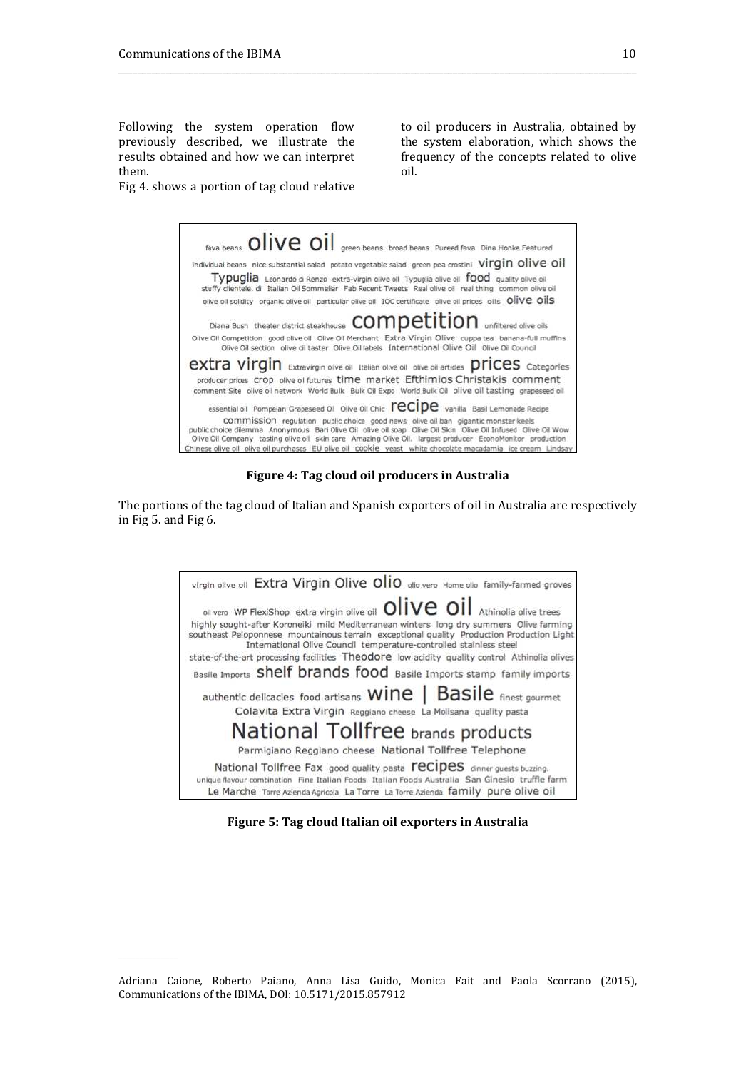Following the system operation flow previously described, we illustrate the results obtained and how we can interpret them.

Fig 4. shows a portion of tag cloud relative to oil producers in Australia, obtained by the system elaboration, which shows the frequency of the concepts related to olive oil.

**Figure 4: Tag cloud oil producers in Australia**

The portions of the tag cloud of Italian and Spanish exporters of oil in Australia are respectively in Fig 5. and Fig 6.

**Figure 5: Tag cloud Italian oil exporters in Australia**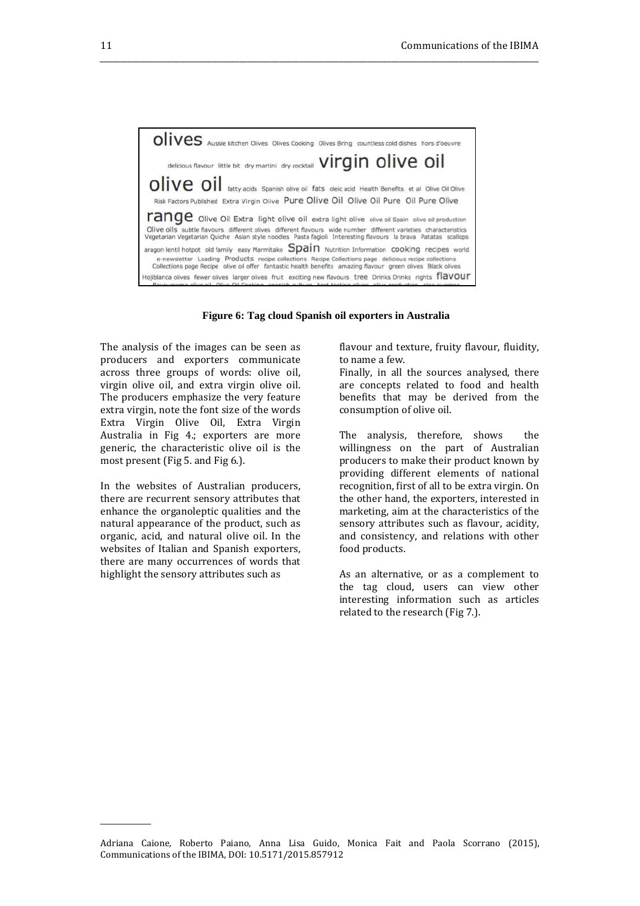**Figure 6: Tag cloud Spanish oil exporters in Australia**

The analysis of the images can be seen as producers and exporters communicate across three groups of words: olive oil, virgin olive oil, and extra virgin olive oil. The producers emphasize the very feature extra virgin, note the font size of the words Extra Virgin Olive Oil, Extra Virgin Australia in Fig 4.; exporters are more generic, the characteristic olive oil is the most present (Fig 5. and Fig 6.).

In the websites of Australian producers, there are recurrent sensory attributes that enhance the organoleptic qualities and the natural appearance of the product, such as organic, acid, and natural olive oil. In the websites of Italian and Spanish exporters, there are many occurrences of words that highlight the sensory attributes such as flavour and texture, fruity flavour, fluidity, to name a few.

Finally, in all the sources analysed, there are concepts related to food and health benefits that may be derived from the consumption of olive oil.

The analysis, therefore, shows the willingness on the part of Australian producers to make their product known by providing different elements of national recognition, first of all to be extra virgin. On the other hand, the exporters, interested in marketing, aim at the characteristics of the sensory attributes such as flavour, acidity, and consistency, and relations with other food products.

As an alternative, or as a complement to the tag cloud, users can view other interesting information such as articles related to the research (Fig 7.).

Adriana Caione, Roberto Paiano, Anna Lisa Guido, Monica Fait and Paola Scorrano (2015), Communications of the IBIMA, DOI: 10.5171/2015.857912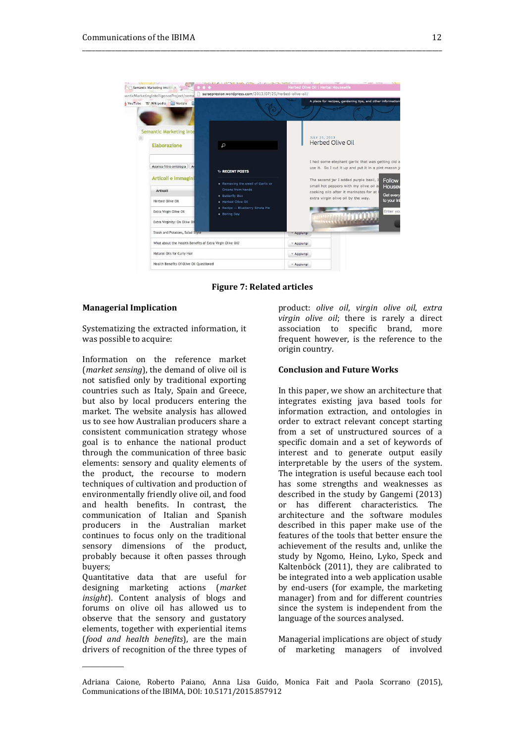Figure 7: Related articles

### Managerial Implication

Systematizing the extracted information, it was possible to acquire:

Information on the reference market (*market sensing*), the demand of olive oil is not satisfied only by traditional exporting countries such as Italy, Spain and Greece, but also by local producers entering the market. The website analysis has allowed us to see how Australian producers share a consistent communication strategy whose goal is to enhance the national product through the communication of three basic elements: sensory and quality elements of the product, the recourse to modern techniques of cultivation and production of environmentally friendly olive oil, and food and health benefits. In contrast, the communication of Italian and Spanish producers in the Australian market continues to focus only on the traditional sensory dimensions of the product, probably because it often passes through buyers;

Quantitative data that are useful for designing marketing actions (*market insight*). Content analysis of blogs and forums on olive oil has allowed us to observe that the sensory and gustatory elements, together with experiential items (*food and health benefits*), are the main drivers of recognition of the three types of product: *olive oil*, *virgin olive oil*, *extra virgin olive oil*; there is rarely a direct association to specific brand, more frequent however, is the reference to the origin country.

### Conclusion and Future Works

In this paper, we show an architecture that integrates existing java based tools for information extraction, and ontologies in order to extract relevant concept starting from a set of unstructured sources of a specific domain and a set of keywords of interest and to generate output easily interpretable by the users of the system. The integration is useful because each tool has some strengths and weaknesses as described in the study by Gangemi (2013) or has different characteristics. The architecture and the software modules described in this paper make use of the features of the tools that better ensure the achievement of the results and, unlike the study by Ngomo, Heino, Lyko, Speck and Kaltenböck (2011), they are calibrated to be integrated into a web application usable by end-users (for example, the marketing manager) from and for different countries since the system is independent from the language of the sources analysed.

Managerial implications are object of study of marketing managers of involved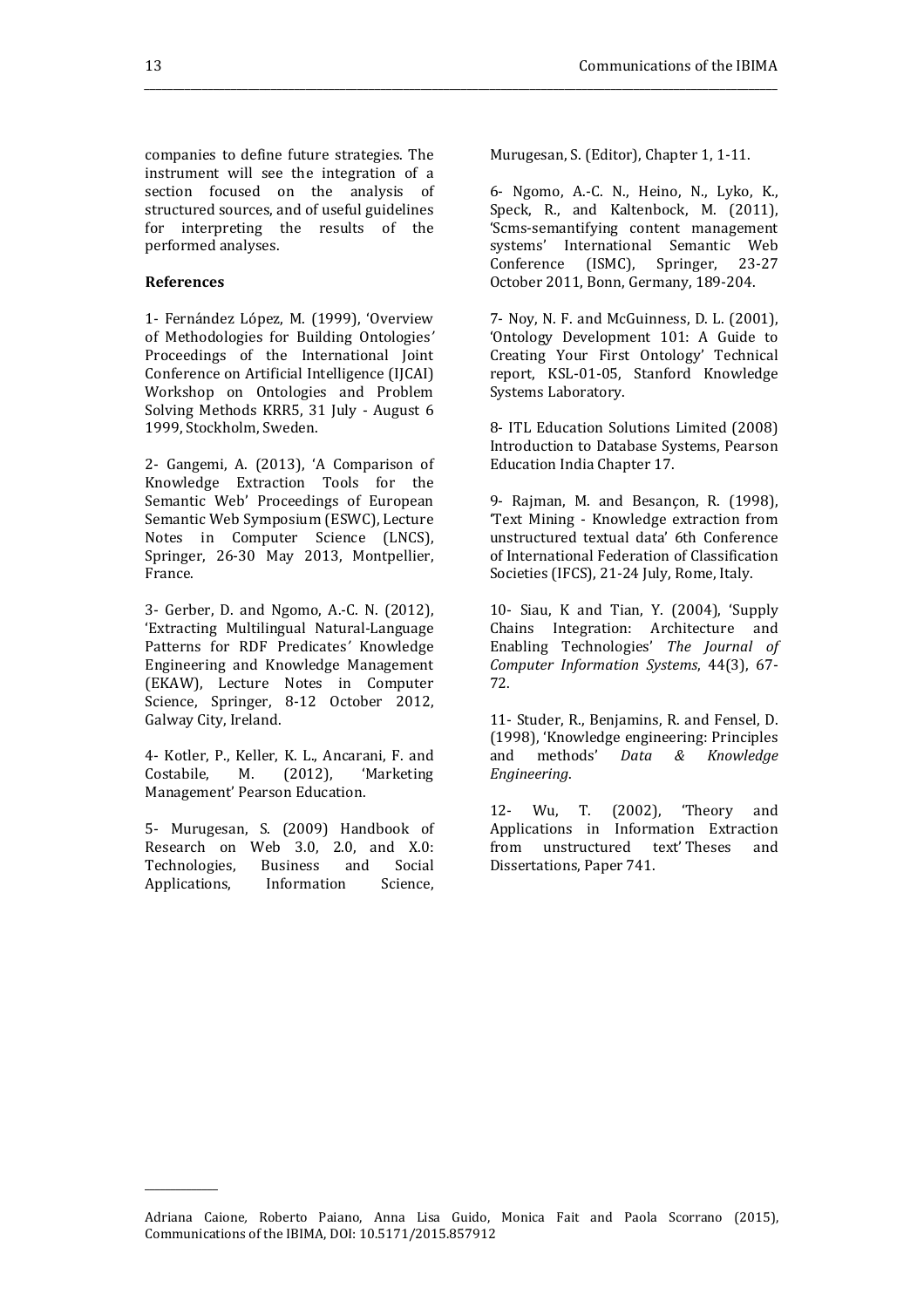companies to define future strategies. The instrument will see the integration of a section focused on the analysis of structured sources, and of useful guidelines for interpreting the results of the performed analyses.

**References**

1- Fernández López, M. (1999), 'Overview of Methodologies for Building Ontologies' Proceedings of the International Joint Conference on Artificial Intelligence (IJCAI) Workshop on Ontologies and Problem Solving Methods KRR5, 31 July - August 6 1999, Stockholm, Sweden.

2- Gangemi, A. (2013), 'A Comparison of Knowledge Extraction Tools for the Semantic Web' Proceedings of European Semantic Web Symposium (ESWC), Lecture Notes in Computer Science (LNCS), Springer, 26-30 May 2013, Montpellier, France.

3- Gerber, D. and Ngomo, A.-C. N. (2012), 'Extracting Multilingual Natural-Language Patterns for RDF Predicates' Knowledge Engineering and Knowledge Management (EKAW), Lecture Notes in Computer Science, Springer, 8-12 October 2012, Galway City, Ireland.

4- Kotler, P., Keller, K. L., Ancarani, F. and Costabile, M. (2012), 'Marketing Management' Pearson Education.

5- Murugesan, S. (2009) Handbook of Research on Web 3.0, 2.0, and X.0: Technologies, Business and Social Applications, Information Science, Murugesan, S. (Editor), Chapter 1, 1-11.

6- Ngomo, A.-C. N., Heino, N., Lyko, K., Speck, R., and Kaltenbock, M. (2011), 'Scms-semantifying content management systems' International Semantic Web Conference (ISMC), Springer, 23-27 October 2011, Bonn, Germany, 189-204.

7- Noy, N. F. and McGuinness, D. L. (2001), 'Ontology Development 101: A Guide to Creating Your First Ontology' Technical report, KSL-01-05, Stanford Knowledge Systems Laboratory.

8- ITL Education Solutions Limited (2008) Introduction to Database Systems, Pearson Education India Chapter 17.

9- Rajman, M. and Besançon, R. (1998), 'Text Mining - Knowledge extraction from unstructured textual data' 6th Conference of International Federation of Classification Societies (IFCS), 21-24 July, Rome, Italy.

10- Siau, K and Tian, Y. (2004), 'Supply Chains Integration: Architecture and Enabling Technologies' *The Journal of Computer Information Systems*, 44(3), 67-72.

11- Studer, R., Benjamins, R. and Fensel, D. (1998), 'Knowledge engineering: Principles and methods' *Data & Knowledge Engineering*.

12- Wu, T. (2002), 'Theory and Applications in Information Extraction from unstructured text' Theses and Dissertations, Paper 741.

Adriana Caione, Roberto Paiano, Anna Lisa Guido, Monica Fait and Paola Scorrano (2015), Communications of the IBIMA, DOI: 10.5171/2015.857912